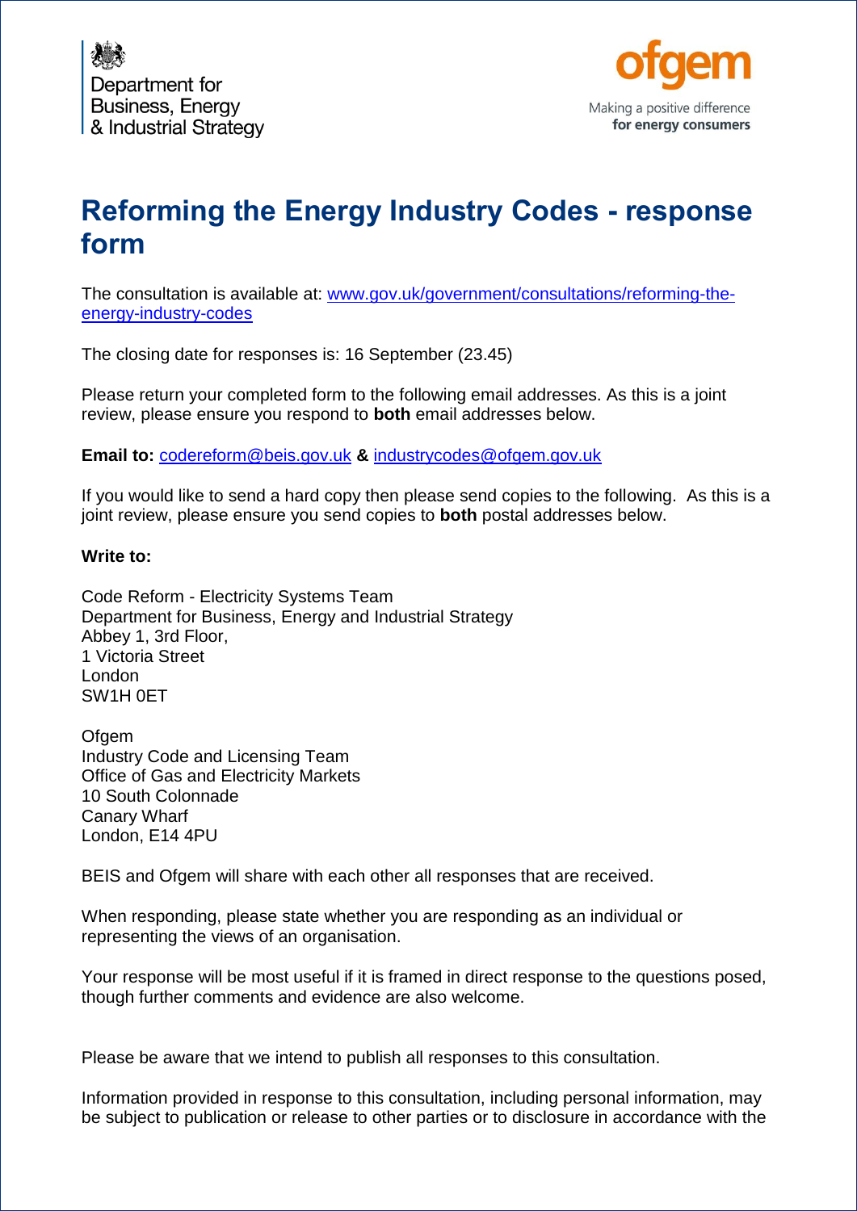Department for Business, Energy & Industrial Strategy

ofgem
Making a positive difference for energy consumers

# Reforming the Energy Industry Codes - response form

The consultation is available at: [www.gov.uk/government/consultations/reforming-the-energy-industry-codes](http://www.gov.uk/government/consultations/reforming-the-energy-industry-codes)

The closing date for responses is: 16 September (23.45)

Please return your completed form to the following email addresses. As this is a joint review, please ensure you respond to **both** email addresses below.

**Email to:** codereform@beis.gov.uk **&** industrycodes@ofgem.gov.uk

If you would like to send a hard copy then please send copies to the following. As this is a joint review, please ensure you send copies to **both** postal addresses below.

**Write to:**

Code Reform - Electricity Systems Team
Department for Business, Energy and Industrial Strategy
Abbey 1, 3rd Floor,
1 Victoria Street
London
SW1H 0ET

Ofgem
Industry Code and Licensing Team
Office of Gas and Electricity Markets
10 South Colonnade
Canary Wharf
London, E14 4PU

BEIS and Ofgem will share with each other all responses that are received.

When responding, please state whether you are responding as an individual or representing the views of an organisation.

Your response will be most useful if it is framed in direct response to the questions posed, though further comments and evidence are also welcome.

Please be aware that we intend to publish all responses to this consultation.

Information provided in response to this consultation, including personal information, may be subject to publication or release to other parties or to disclosure in accordance with the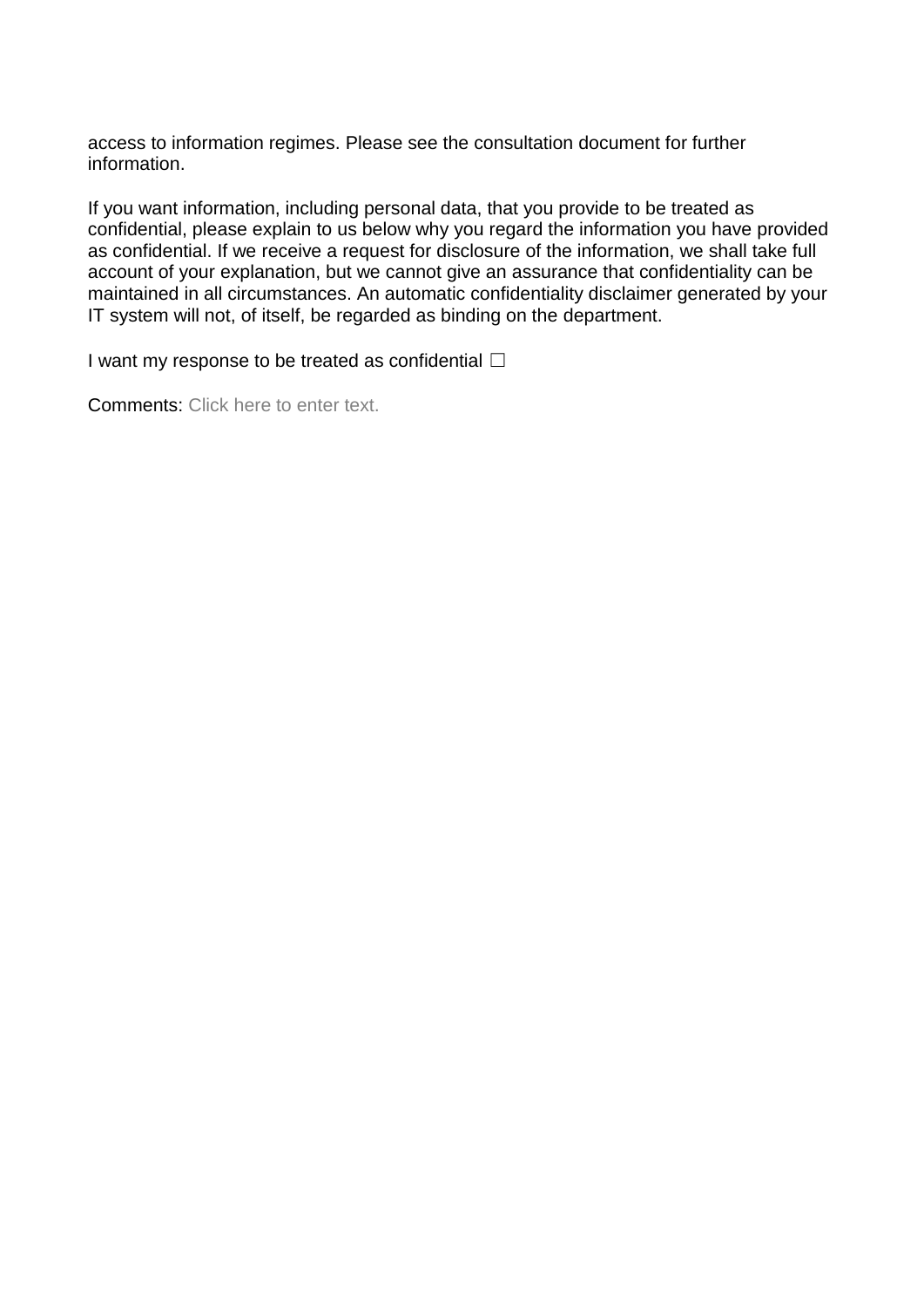access to information regimes. Please see the consultation document for further information.

If you want information, including personal data, that you provide to be treated as confidential, please explain to us below why you regard the information you have provided as confidential. If we receive a request for disclosure of the information, we shall take full account of your explanation, but we cannot give an assurance that confidentiality can be maintained in all circumstances. An automatic confidentiality disclaimer generated by your IT system will not, of itself, be regarded as binding on the department.

I want my response to be treated as confidential ☐

Comments: Click here to enter text.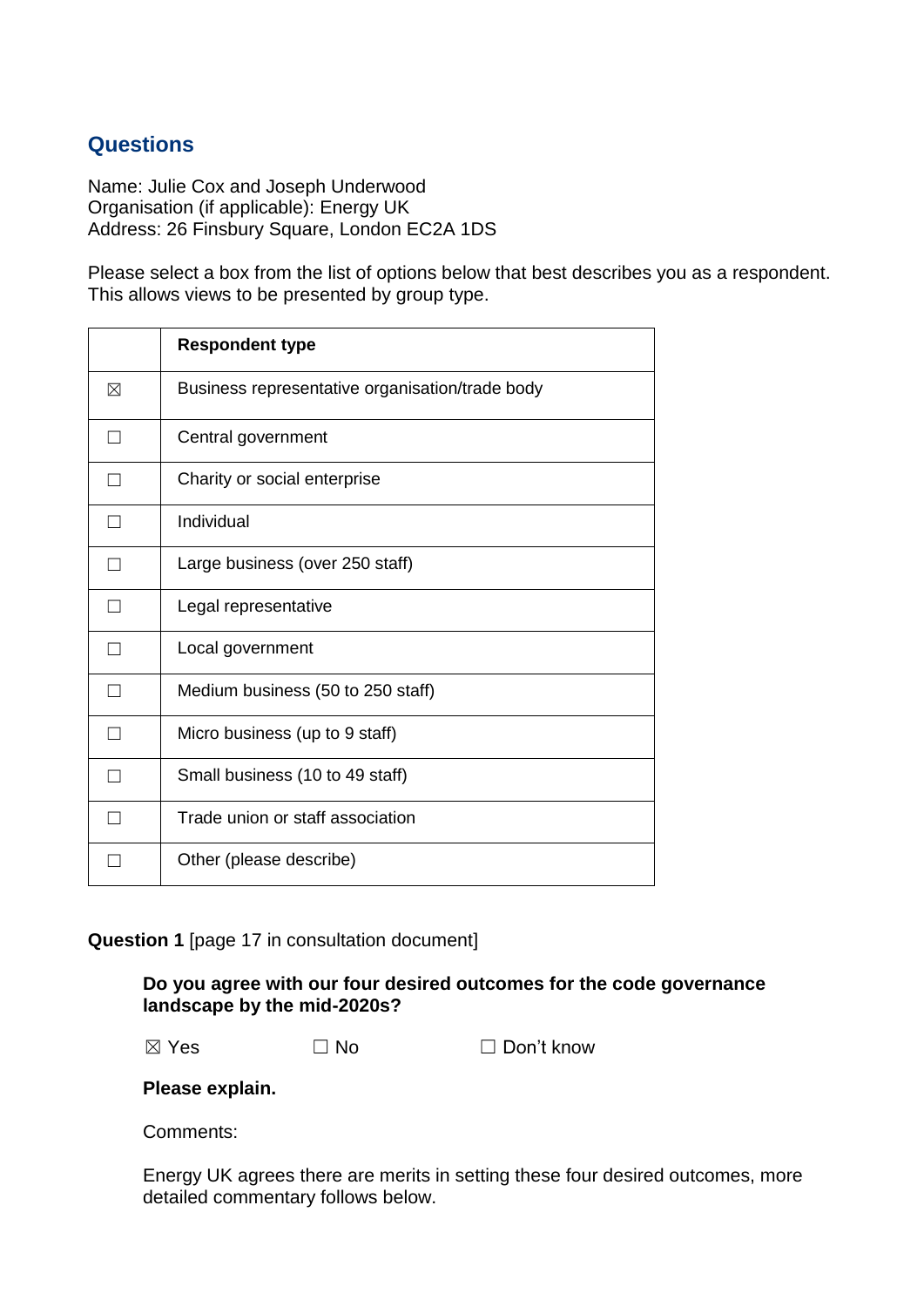## Questions

Name: Julie Cox and Joseph Underwood
Organisation (if applicable): Energy UK
Address: 26 Finsbury Square, London EC2A 1DS

Please select a box from the list of options below that best describes you as a respondent. This allows views to be presented by group type.

| | **Respondent type** |
|---|---|
| ☒ | Business representative organisation/trade body |
| ☐ | Central government |
| ☐ | Charity or social enterprise |
| ☐ | Individual |
| ☐ | Large business (over 250 staff) |
| ☐ | Legal representative |
| ☐ | Local government |
| ☐ | Medium business (50 to 250 staff) |
| ☐ | Micro business (up to 9 staff) |
| ☐ | Small business (10 to 49 staff) |
| ☐ | Trade union or staff association |
| ☐ | Other (please describe) |

**Question 1** [page 17 in consultation document]

**Do you agree with our four desired outcomes for the code governance landscape by the mid-2020s?**

☒ Yes ☐ No ☐ Don't know

**Please explain.**

Comments:

Energy UK agrees there are merits in setting these four desired outcomes, more detailed commentary follows below.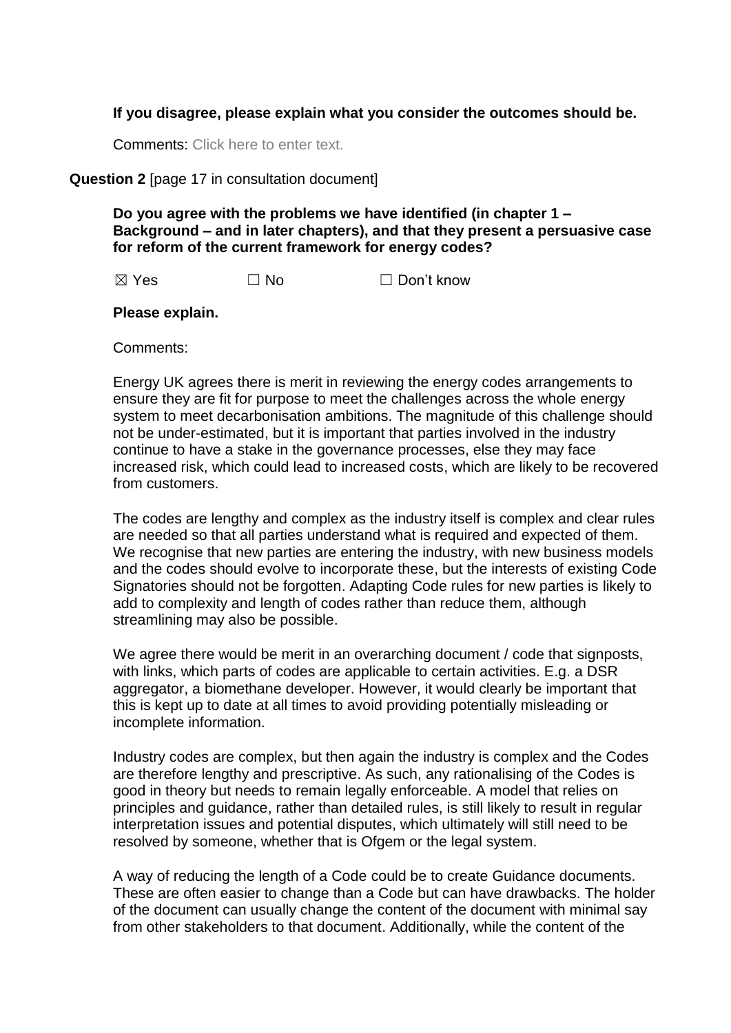**If you disagree, please explain what you consider the outcomes should be.**

Comments: Click here to enter text.

**Question 2** [page 17 in consultation document]

**Do you agree with the problems we have identified (in chapter 1 – Background – and in later chapters), and that they present a persuasive case for reform of the current framework for energy codes?**

☒ Yes ☐ No ☐ Don't know

**Please explain.**

Comments:

Energy UK agrees there is merit in reviewing the energy codes arrangements to ensure they are fit for purpose to meet the challenges across the whole energy system to meet decarbonisation ambitions. The magnitude of this challenge should not be under-estimated, but it is important that parties involved in the industry continue to have a stake in the governance processes, else they may face increased risk, which could lead to increased costs, which are likely to be recovered from customers.

The codes are lengthy and complex as the industry itself is complex and clear rules are needed so that all parties understand what is required and expected of them. We recognise that new parties are entering the industry, with new business models and the codes should evolve to incorporate these, but the interests of existing Code Signatories should not be forgotten. Adapting Code rules for new parties is likely to add to complexity and length of codes rather than reduce them, although streamlining may also be possible.

We agree there would be merit in an overarching document / code that signposts, with links, which parts of codes are applicable to certain activities. E.g. a DSR aggregator, a biomethane developer. However, it would clearly be important that this is kept up to date at all times to avoid providing potentially misleading or incomplete information.

Industry codes are complex, but then again the industry is complex and the Codes are therefore lengthy and prescriptive. As such, any rationalising of the Codes is good in theory but needs to remain legally enforceable. A model that relies on principles and guidance, rather than detailed rules, is still likely to result in regular interpretation issues and potential disputes, which ultimately will still need to be resolved by someone, whether that is Ofgem or the legal system.

A way of reducing the length of a Code could be to create Guidance documents. These are often easier to change than a Code but can have drawbacks. The holder of the document can usually change the content of the document with minimal say from other stakeholders to that document. Additionally, while the content of the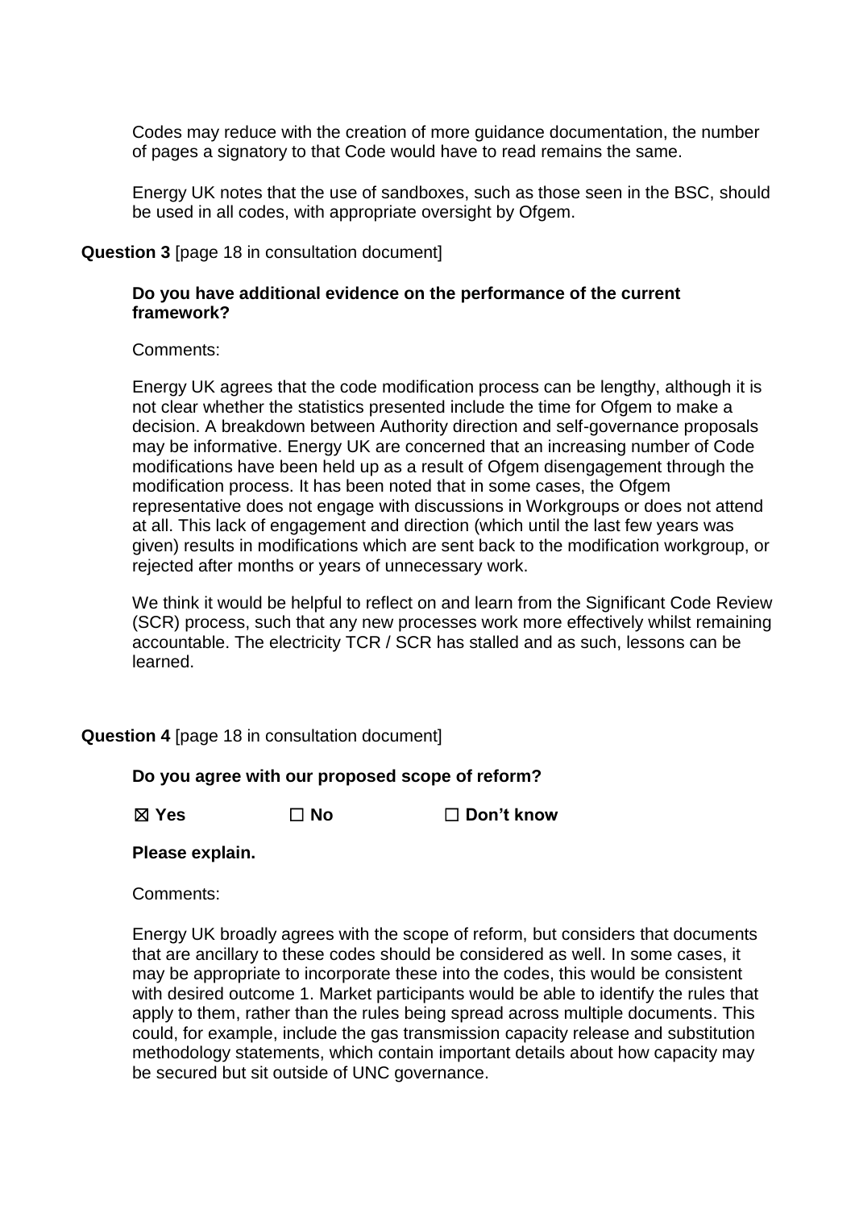Codes may reduce with the creation of more guidance documentation, the number of pages a signatory to that Code would have to read remains the same.

Energy UK notes that the use of sandboxes, such as those seen in the BSC, should be used in all codes, with appropriate oversight by Ofgem.

**Question 3** [page 18 in consultation document]

**Do you have additional evidence on the performance of the current framework?**

Comments:

Energy UK agrees that the code modification process can be lengthy, although it is not clear whether the statistics presented include the time for Ofgem to make a decision. A breakdown between Authority direction and self-governance proposals may be informative. Energy UK are concerned that an increasing number of Code modifications have been held up as a result of Ofgem disengagement through the modification process. It has been noted that in some cases, the Ofgem representative does not engage with discussions in Workgroups or does not attend at all. This lack of engagement and direction (which until the last few years was given) results in modifications which are sent back to the modification workgroup, or rejected after months or years of unnecessary work.

We think it would be helpful to reflect on and learn from the Significant Code Review (SCR) process, such that any new processes work more effectively whilst remaining accountable. The electricity TCR / SCR has stalled and as such, lessons can be learned.

**Question 4** [page 18 in consultation document]

**Do you agree with our proposed scope of reform?**

**☒ Yes** **☐ No** **☐ Don't know**

**Please explain.**

Comments:

Energy UK broadly agrees with the scope of reform, but considers that documents that are ancillary to these codes should be considered as well. In some cases, it may be appropriate to incorporate these into the codes, this would be consistent with desired outcome 1. Market participants would be able to identify the rules that apply to them, rather than the rules being spread across multiple documents. This could, for example, include the gas transmission capacity release and substitution methodology statements, which contain important details about how capacity may be secured but sit outside of UNC governance.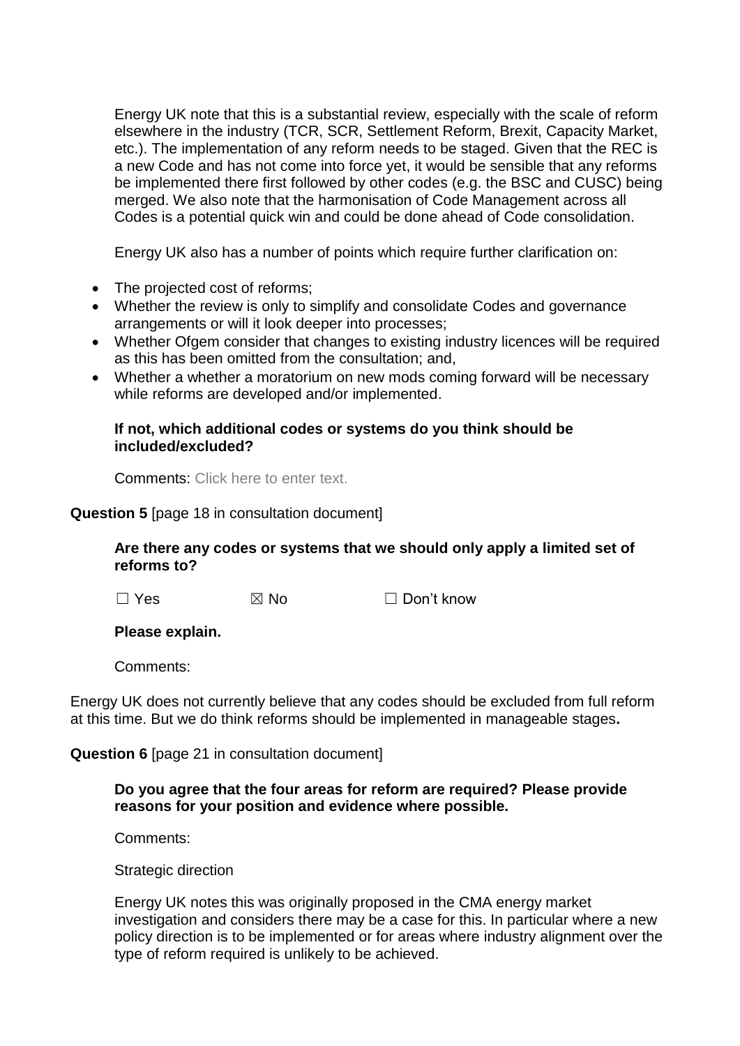Energy UK note that this is a substantial review, especially with the scale of reform elsewhere in the industry (TCR, SCR, Settlement Reform, Brexit, Capacity Market, etc.). The implementation of any reform needs to be staged. Given that the REC is a new Code and has not come into force yet, it would be sensible that any reforms be implemented there first followed by other codes (e.g. the BSC and CUSC) being merged. We also note that the harmonisation of Code Management across all Codes is a potential quick win and could be done ahead of Code consolidation.

Energy UK also has a number of points which require further clarification on:

- The projected cost of reforms;
- Whether the review is only to simplify and consolidate Codes and governance arrangements or will it look deeper into processes;
- Whether Ofgem consider that changes to existing industry licences will be required as this has been omitted from the consultation; and,
- Whether a whether a moratorium on new mods coming forward will be necessary while reforms are developed and/or implemented.

**If not, which additional codes or systems do you think should be included/excluded?**

Comments: Click here to enter text.

**Question 5** [page 18 in consultation document]

**Are there any codes or systems that we should only apply a limited set of reforms to?**

☐ Yes ☒ No ☐ Don't know

**Please explain.**

Comments:

Energy UK does not currently believe that any codes should be excluded from full reform at this time. But we do think reforms should be implemented in manageable stages**.**

**Question 6** [page 21 in consultation document]

**Do you agree that the four areas for reform are required? Please provide reasons for your position and evidence where possible.**

Comments:

Strategic direction

Energy UK notes this was originally proposed in the CMA energy market investigation and considers there may be a case for this. In particular where a new policy direction is to be implemented or for areas where industry alignment over the type of reform required is unlikely to be achieved.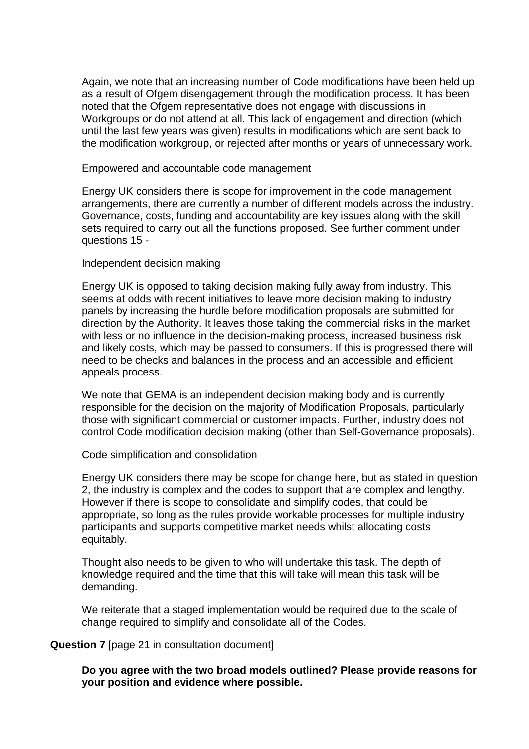Again, we note that an increasing number of Code modifications have been held up as a result of Ofgem disengagement through the modification process. It has been noted that the Ofgem representative does not engage with discussions in Workgroups or do not attend at all. This lack of engagement and direction (which until the last few years was given) results in modifications which are sent back to the modification workgroup, or rejected after months or years of unnecessary work.

Empowered and accountable code management

Energy UK considers there is scope for improvement in the code management arrangements, there are currently a number of different models across the industry. Governance, costs, funding and accountability are key issues along with the skill sets required to carry out all the functions proposed. See further comment under questions 15 -

Independent decision making

Energy UK is opposed to taking decision making fully away from industry. This seems at odds with recent initiatives to leave more decision making to industry panels by increasing the hurdle before modification proposals are submitted for direction by the Authority. It leaves those taking the commercial risks in the market with less or no influence in the decision-making process, increased business risk and likely costs, which may be passed to consumers. If this is progressed there will need to be checks and balances in the process and an accessible and efficient appeals process.

We note that GEMA is an independent decision making body and is currently responsible for the decision on the majority of Modification Proposals, particularly those with significant commercial or customer impacts. Further, industry does not control Code modification decision making (other than Self-Governance proposals).

Code simplification and consolidation

Energy UK considers there may be scope for change here, but as stated in question 2, the industry is complex and the codes to support that are complex and lengthy. However if there is scope to consolidate and simplify codes, that could be appropriate, so long as the rules provide workable processes for multiple industry participants and supports competitive market needs whilst allocating costs equitably.

Thought also needs to be given to who will undertake this task. The depth of knowledge required and the time that this will take will mean this task will be demanding.

We reiterate that a staged implementation would be required due to the scale of change required to simplify and consolidate all of the Codes.

**Question 7** [page 21 in consultation document]

**Do you agree with the two broad models outlined? Please provide reasons for your position and evidence where possible.**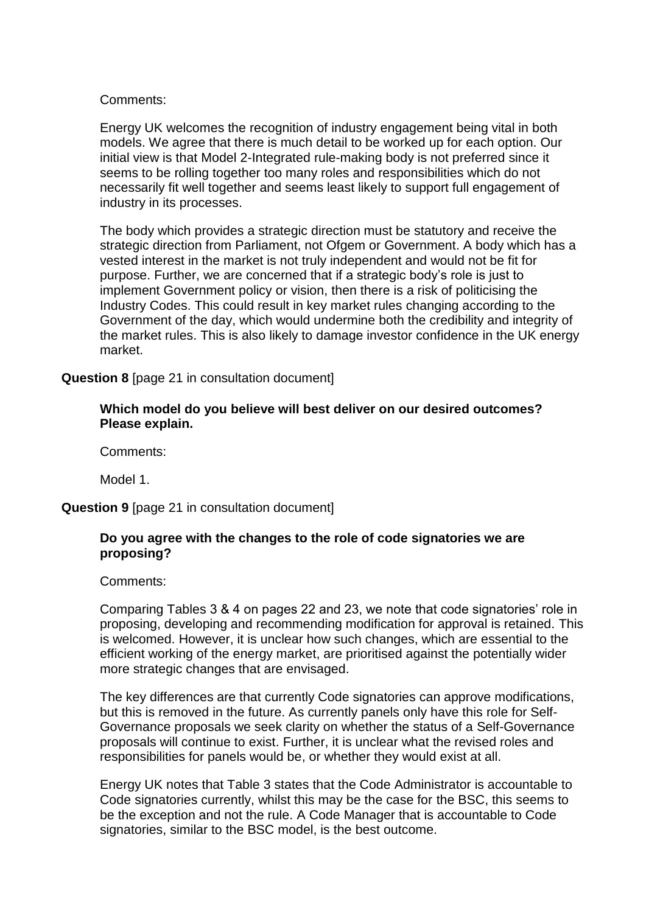Comments:

Energy UK welcomes the recognition of industry engagement being vital in both models. We agree that there is much detail to be worked up for each option. Our initial view is that Model 2-Integrated rule-making body is not preferred since it seems to be rolling together too many roles and responsibilities which do not necessarily fit well together and seems least likely to support full engagement of industry in its processes.

The body which provides a strategic direction must be statutory and receive the strategic direction from Parliament, not Ofgem or Government. A body which has a vested interest in the market is not truly independent and would not be fit for purpose. Further, we are concerned that if a strategic body's role is just to implement Government policy or vision, then there is a risk of politicising the Industry Codes. This could result in key market rules changing according to the Government of the day, which would undermine both the credibility and integrity of the market rules. This is also likely to damage investor confidence in the UK energy market.

**Question 8** [page 21 in consultation document]

**Which model do you believe will best deliver on our desired outcomes? Please explain.**

Comments:

Model 1.

**Question 9** [page 21 in consultation document]

**Do you agree with the changes to the role of code signatories we are proposing?**

Comments:

Comparing Tables 3 & 4 on pages 22 and 23, we note that code signatories' role in proposing, developing and recommending modification for approval is retained. This is welcomed. However, it is unclear how such changes, which are essential to the efficient working of the energy market, are prioritised against the potentially wider more strategic changes that are envisaged.

The key differences are that currently Code signatories can approve modifications, but this is removed in the future. As currently panels only have this role for Self-Governance proposals we seek clarity on whether the status of a Self-Governance proposals will continue to exist. Further, it is unclear what the revised roles and responsibilities for panels would be, or whether they would exist at all.

Energy UK notes that Table 3 states that the Code Administrator is accountable to Code signatories currently, whilst this may be the case for the BSC, this seems to be the exception and not the rule. A Code Manager that is accountable to Code signatories, similar to the BSC model, is the best outcome.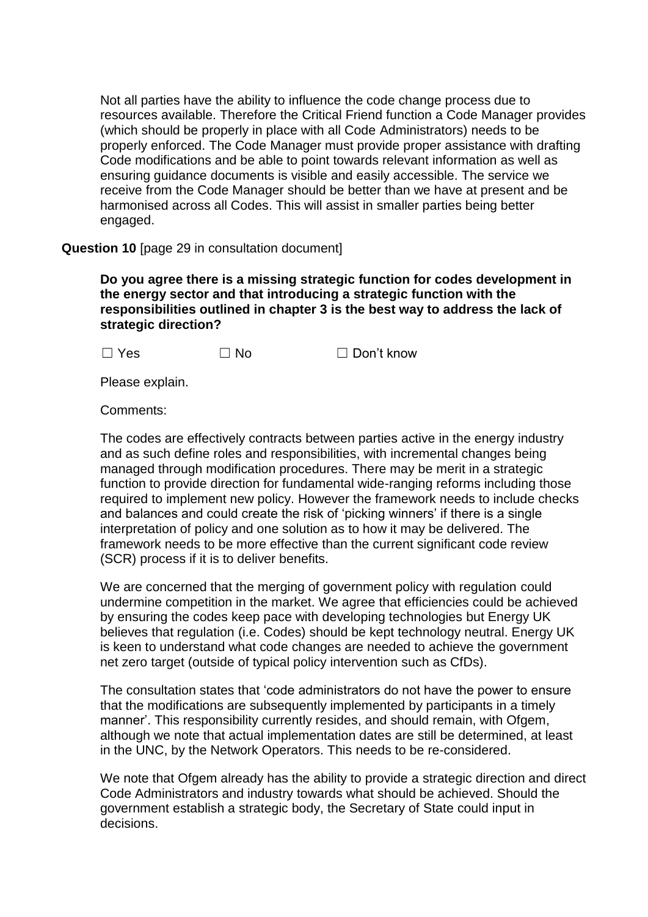Not all parties have the ability to influence the code change process due to resources available. Therefore the Critical Friend function a Code Manager provides (which should be properly in place with all Code Administrators) needs to be properly enforced. The Code Manager must provide proper assistance with drafting Code modifications and be able to point towards relevant information as well as ensuring guidance documents is visible and easily accessible. The service we receive from the Code Manager should be better than we have at present and be harmonised across all Codes. This will assist in smaller parties being better engaged.

**Question 10** [page 29 in consultation document]

**Do you agree there is a missing strategic function for codes development in the energy sector and that introducing a strategic function with the responsibilities outlined in chapter 3 is the best way to address the lack of strategic direction?**

☐ Yes ☐ No ☐ Don't know

Please explain.

Comments:

The codes are effectively contracts between parties active in the energy industry and as such define roles and responsibilities, with incremental changes being managed through modification procedures. There may be merit in a strategic function to provide direction for fundamental wide-ranging reforms including those required to implement new policy. However the framework needs to include checks and balances and could create the risk of 'picking winners' if there is a single interpretation of policy and one solution as to how it may be delivered. The framework needs to be more effective than the current significant code review (SCR) process if it is to deliver benefits.

We are concerned that the merging of government policy with regulation could undermine competition in the market. We agree that efficiencies could be achieved by ensuring the codes keep pace with developing technologies but Energy UK believes that regulation (i.e. Codes) should be kept technology neutral. Energy UK is keen to understand what code changes are needed to achieve the government net zero target (outside of typical policy intervention such as CfDs).

The consultation states that 'code administrators do not have the power to ensure that the modifications are subsequently implemented by participants in a timely manner'. This responsibility currently resides, and should remain, with Ofgem, although we note that actual implementation dates are still be determined, at least in the UNC, by the Network Operators. This needs to be re-considered.

We note that Ofgem already has the ability to provide a strategic direction and direct Code Administrators and industry towards what should be achieved. Should the government establish a strategic body, the Secretary of State could input in decisions.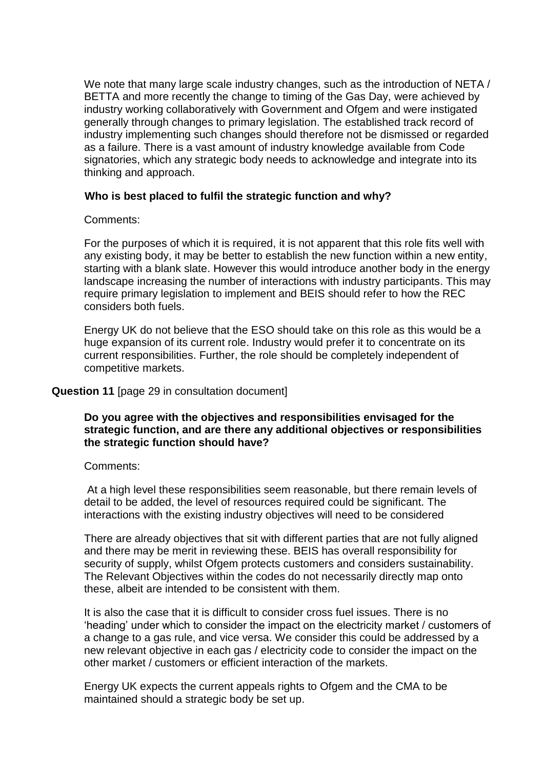We note that many large scale industry changes, such as the introduction of NETA / BETTA and more recently the change to timing of the Gas Day, were achieved by industry working collaboratively with Government and Ofgem and were instigated generally through changes to primary legislation. The established track record of industry implementing such changes should therefore not be dismissed or regarded as a failure. There is a vast amount of industry knowledge available from Code signatories, which any strategic body needs to acknowledge and integrate into its thinking and approach.

**Who is best placed to fulfil the strategic function and why?**

Comments:

For the purposes of which it is required, it is not apparent that this role fits well with any existing body, it may be better to establish the new function within a new entity, starting with a blank slate. However this would introduce another body in the energy landscape increasing the number of interactions with industry participants. This may require primary legislation to implement and BEIS should refer to how the REC considers both fuels.

Energy UK do not believe that the ESO should take on this role as this would be a huge expansion of its current role. Industry would prefer it to concentrate on its current responsibilities. Further, the role should be completely independent of competitive markets.

**Question 11** [page 29 in consultation document]

**Do you agree with the objectives and responsibilities envisaged for the strategic function, and are there any additional objectives or responsibilities the strategic function should have?**

Comments:

At a high level these responsibilities seem reasonable, but there remain levels of detail to be added, the level of resources required could be significant. The interactions with the existing industry objectives will need to be considered

There are already objectives that sit with different parties that are not fully aligned and there may be merit in reviewing these. BEIS has overall responsibility for security of supply, whilst Ofgem protects customers and considers sustainability. The Relevant Objectives within the codes do not necessarily directly map onto these, albeit are intended to be consistent with them.

It is also the case that it is difficult to consider cross fuel issues. There is no 'heading' under which to consider the impact on the electricity market / customers of a change to a gas rule, and vice versa. We consider this could be addressed by a new relevant objective in each gas / electricity code to consider the impact on the other market / customers or efficient interaction of the markets.

Energy UK expects the current appeals rights to Ofgem and the CMA to be maintained should a strategic body be set up.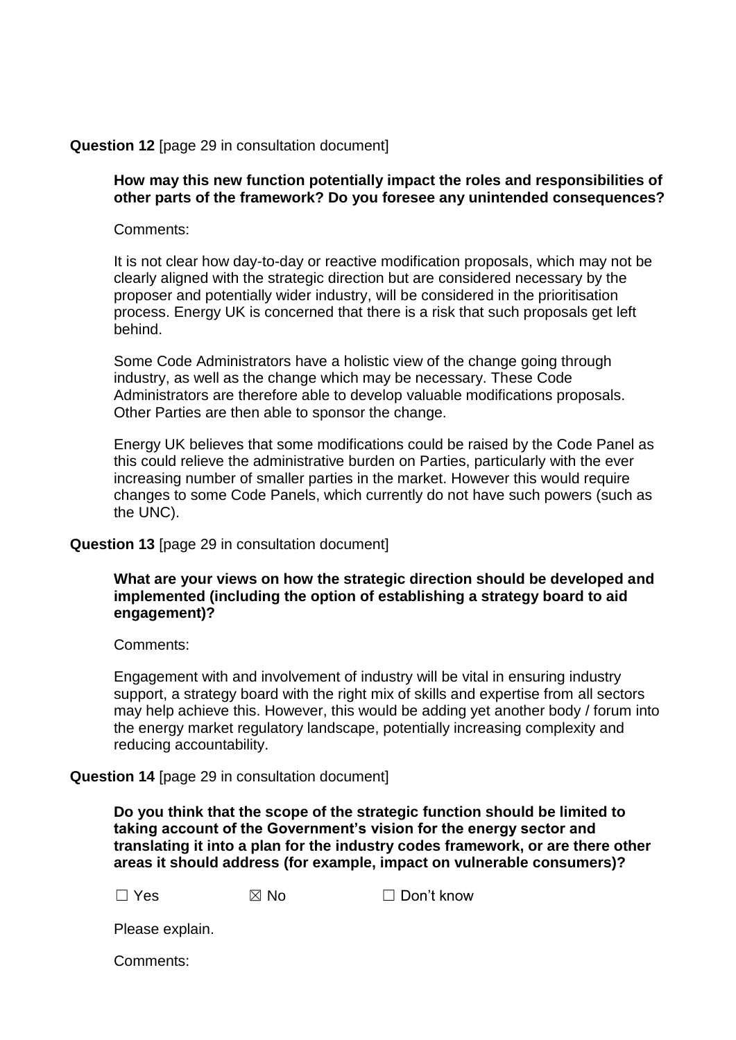**Question 12** [page 29 in consultation document]

**How may this new function potentially impact the roles and responsibilities of other parts of the framework? Do you foresee any unintended consequences?**

Comments:

It is not clear how day-to-day or reactive modification proposals, which may not be clearly aligned with the strategic direction but are considered necessary by the proposer and potentially wider industry, will be considered in the prioritisation process. Energy UK is concerned that there is a risk that such proposals get left behind.

Some Code Administrators have a holistic view of the change going through industry, as well as the change which may be necessary. These Code Administrators are therefore able to develop valuable modifications proposals. Other Parties are then able to sponsor the change.

Energy UK believes that some modifications could be raised by the Code Panel as this could relieve the administrative burden on Parties, particularly with the ever increasing number of smaller parties in the market. However this would require changes to some Code Panels, which currently do not have such powers (such as the UNC).

**Question 13** [page 29 in consultation document]

**What are your views on how the strategic direction should be developed and implemented (including the option of establishing a strategy board to aid engagement)?**

Comments:

Engagement with and involvement of industry will be vital in ensuring industry support, a strategy board with the right mix of skills and expertise from all sectors may help achieve this. However, this would be adding yet another body / forum into the energy market regulatory landscape, potentially increasing complexity and reducing accountability.

**Question 14** [page 29 in consultation document]

**Do you think that the scope of the strategic function should be limited to taking account of the Government's vision for the energy sector and translating it into a plan for the industry codes framework, or are there other areas it should address (for example, impact on vulnerable consumers)?**

☐ Yes ☒ No ☐ Don't know

Please explain.

Comments: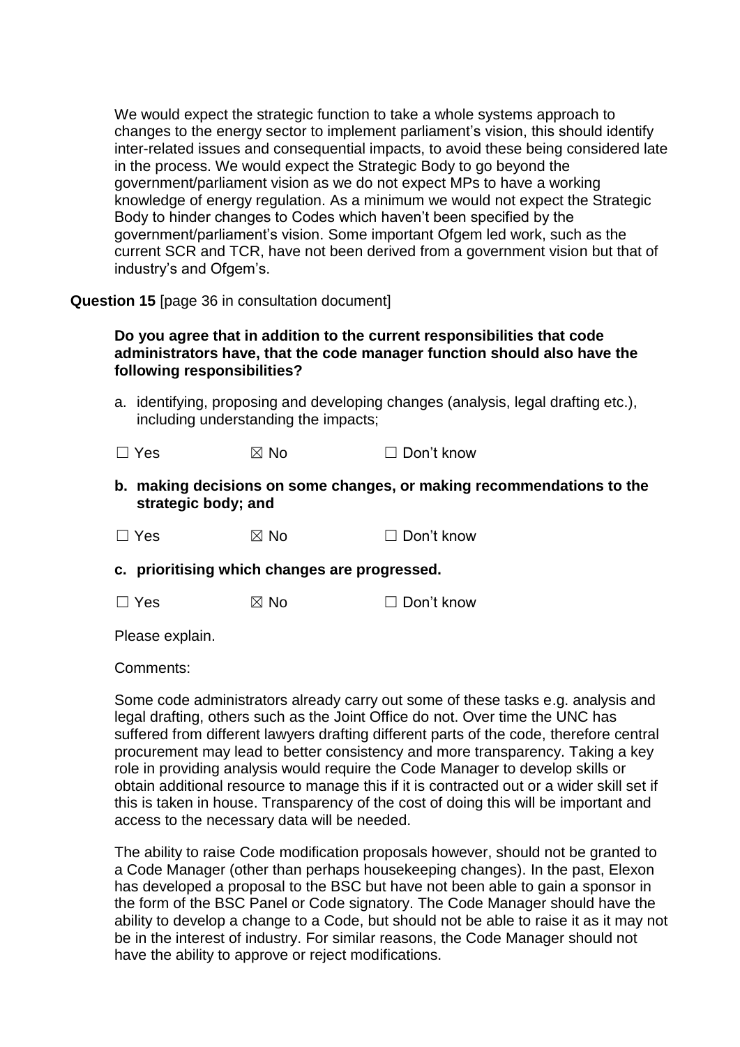We would expect the strategic function to take a whole systems approach to changes to the energy sector to implement parliament's vision, this should identify inter-related issues and consequential impacts, to avoid these being considered late in the process. We would expect the Strategic Body to go beyond the government/parliament vision as we do not expect MPs to have a working knowledge of energy regulation. As a minimum we would not expect the Strategic Body to hinder changes to Codes which haven't been specified by the government/parliament's vision. Some important Ofgem led work, such as the current SCR and TCR, have not been derived from a government vision but that of industry's and Ofgem's.

**Question 15** [page 36 in consultation document]

**Do you agree that in addition to the current responsibilities that code administrators have, that the code manager function should also have the following responsibilities?**

a. identifying, proposing and developing changes (analysis, legal drafting etc.), including understanding the impacts;

☐ Yes ☒ No ☐ Don't know

**b. making decisions on some changes, or making recommendations to the strategic body; and**

☐ Yes ☒ No ☐ Don't know

**c. prioritising which changes are progressed.**

☐ Yes ☒ No ☐ Don't know

Please explain.

Comments:

Some code administrators already carry out some of these tasks e.g. analysis and legal drafting, others such as the Joint Office do not. Over time the UNC has suffered from different lawyers drafting different parts of the code, therefore central procurement may lead to better consistency and more transparency. Taking a key role in providing analysis would require the Code Manager to develop skills or obtain additional resource to manage this if it is contracted out or a wider skill set if this is taken in house. Transparency of the cost of doing this will be important and access to the necessary data will be needed.

The ability to raise Code modification proposals however, should not be granted to a Code Manager (other than perhaps housekeeping changes). In the past, Elexon has developed a proposal to the BSC but have not been able to gain a sponsor in the form of the BSC Panel or Code signatory. The Code Manager should have the ability to develop a change to a Code, but should not be able to raise it as it may not be in the interest of industry. For similar reasons, the Code Manager should not have the ability to approve or reject modifications.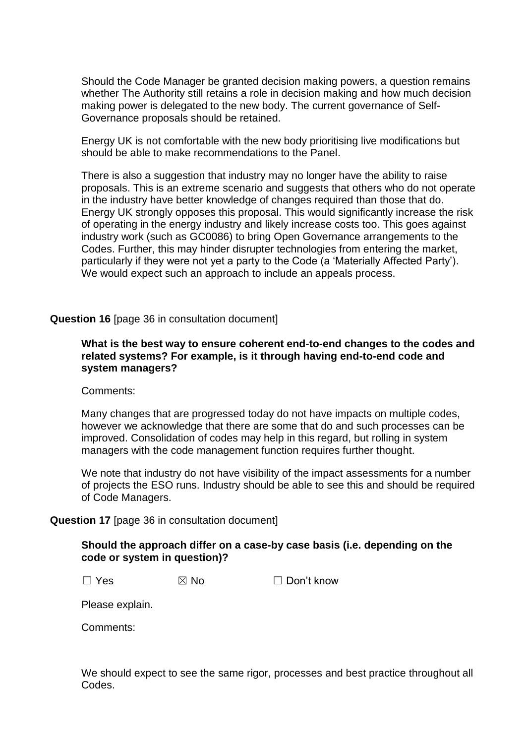Should the Code Manager be granted decision making powers, a question remains whether The Authority still retains a role in decision making and how much decision making power is delegated to the new body. The current governance of Self-Governance proposals should be retained.

Energy UK is not comfortable with the new body prioritising live modifications but should be able to make recommendations to the Panel.

There is also a suggestion that industry may no longer have the ability to raise proposals. This is an extreme scenario and suggests that others who do not operate in the industry have better knowledge of changes required than those that do. Energy UK strongly opposes this proposal. This would significantly increase the risk of operating in the energy industry and likely increase costs too. This goes against industry work (such as GC0086) to bring Open Governance arrangements to the Codes. Further, this may hinder disrupter technologies from entering the market, particularly if they were not yet a party to the Code (a 'Materially Affected Party'). We would expect such an approach to include an appeals process.

**Question 16** [page 36 in consultation document]

**What is the best way to ensure coherent end-to-end changes to the codes and related systems? For example, is it through having end-to-end code and system managers?**

Comments:

Many changes that are progressed today do not have impacts on multiple codes, however we acknowledge that there are some that do and such processes can be improved. Consolidation of codes may help in this regard, but rolling in system managers with the code management function requires further thought.

We note that industry do not have visibility of the impact assessments for a number of projects the ESO runs. Industry should be able to see this and should be required of Code Managers.

**Question 17** [page 36 in consultation document]

**Should the approach differ on a case-by case basis (i.e. depending on the code or system in question)?**

☐ Yes ☒ No ☐ Don't know

Please explain.

Comments:

We should expect to see the same rigor, processes and best practice throughout all Codes.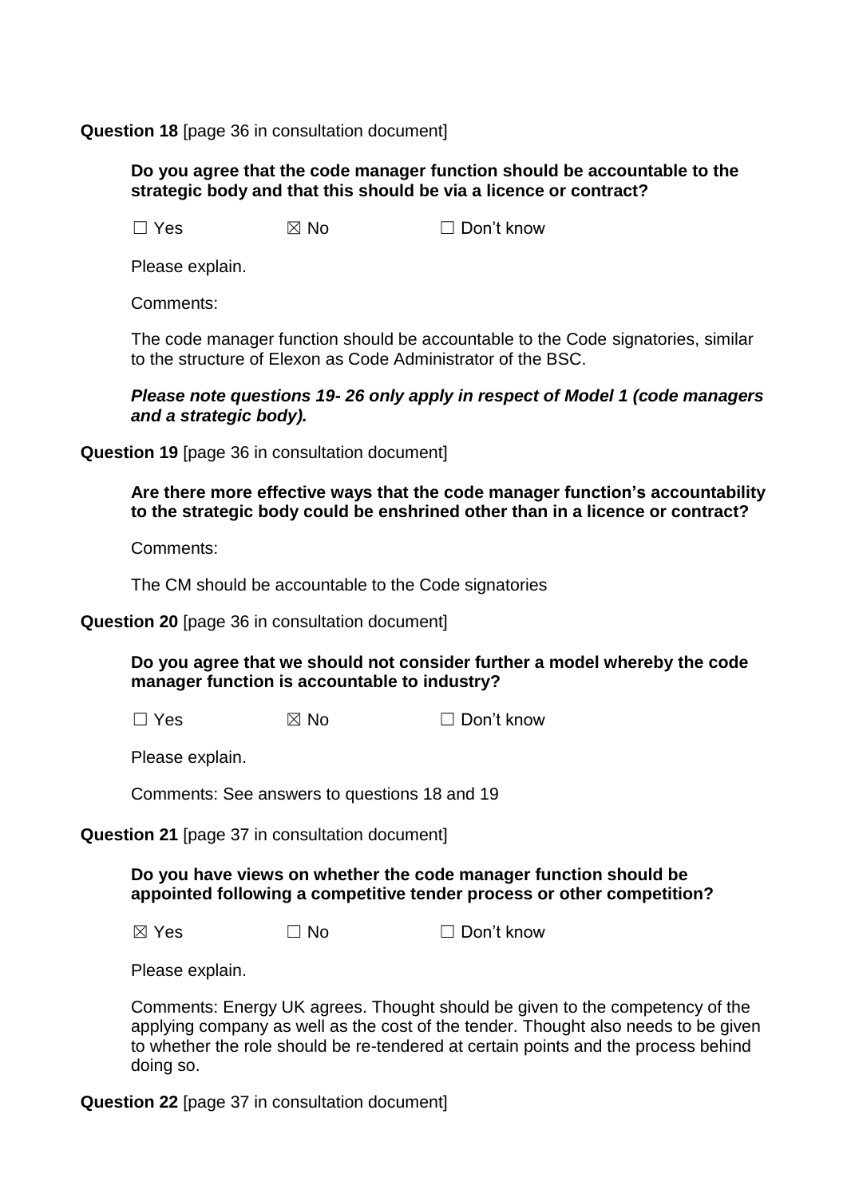**Question 18** [page 36 in consultation document]

**Do you agree that the code manager function should be accountable to the strategic body and that this should be via a licence or contract?**

☐ Yes ☒ No ☐ Don't know

Please explain.

Comments:

The code manager function should be accountable to the Code signatories, similar to the structure of Elexon as Code Administrator of the BSC.

***Please note questions 19- 26 only apply in respect of Model 1 (code managers and a strategic body).***

**Question 19** [page 36 in consultation document]

**Are there more effective ways that the code manager function's accountability to the strategic body could be enshrined other than in a licence or contract?**

Comments:

The CM should be accountable to the Code signatories

**Question 20** [page 36 in consultation document]

**Do you agree that we should not consider further a model whereby the code manager function is accountable to industry?**

☐ Yes ☒ No ☐ Don't know

Please explain.

Comments: See answers to questions 18 and 19

**Question 21** [page 37 in consultation document]

**Do you have views on whether the code manager function should be appointed following a competitive tender process or other competition?**

☒ Yes ☐ No ☐ Don't know

Please explain.

Comments: Energy UK agrees. Thought should be given to the competency of the applying company as well as the cost of the tender. Thought also needs to be given to whether the role should be re-tendered at certain points and the process behind doing so.

**Question 22** [page 37 in consultation document]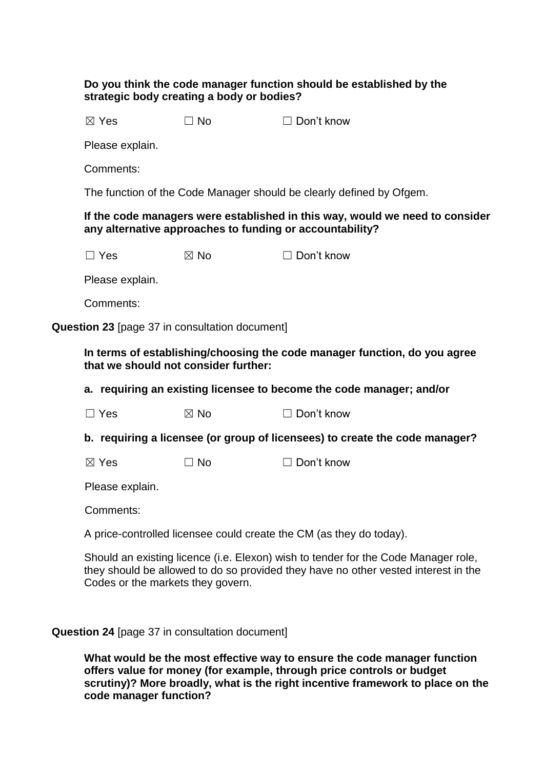**Do you think the code manager function should be established by the strategic body creating a body or bodies?**

☒ Yes ☐ No ☐ Don't know

Please explain.

Comments:

The function of the Code Manager should be clearly defined by Ofgem.

**If the code managers were established in this way, would we need to consider any alternative approaches to funding or accountability?**

☐ Yes ☒ No ☐ Don't know

Please explain.

Comments:

**Question 23** [page 37 in consultation document]

**In terms of establishing/choosing the code manager function, do you agree that we should not consider further:**

**a. requiring an existing licensee to become the code manager; and/or**

☐ Yes ☒ No ☐ Don't know

**b. requiring a licensee (or group of licensees) to create the code manager?**

☒ Yes ☐ No ☐ Don't know

Please explain.

Comments:

A price-controlled licensee could create the CM (as they do today).

Should an existing licence (i.e. Elexon) wish to tender for the Code Manager role, they should be allowed to do so provided they have no other vested interest in the Codes or the markets they govern.

**Question 24** [page 37 in consultation document]

**What would be the most effective way to ensure the code manager function offers value for money (for example, through price controls or budget scrutiny)? More broadly, what is the right incentive framework to place on the code manager function?**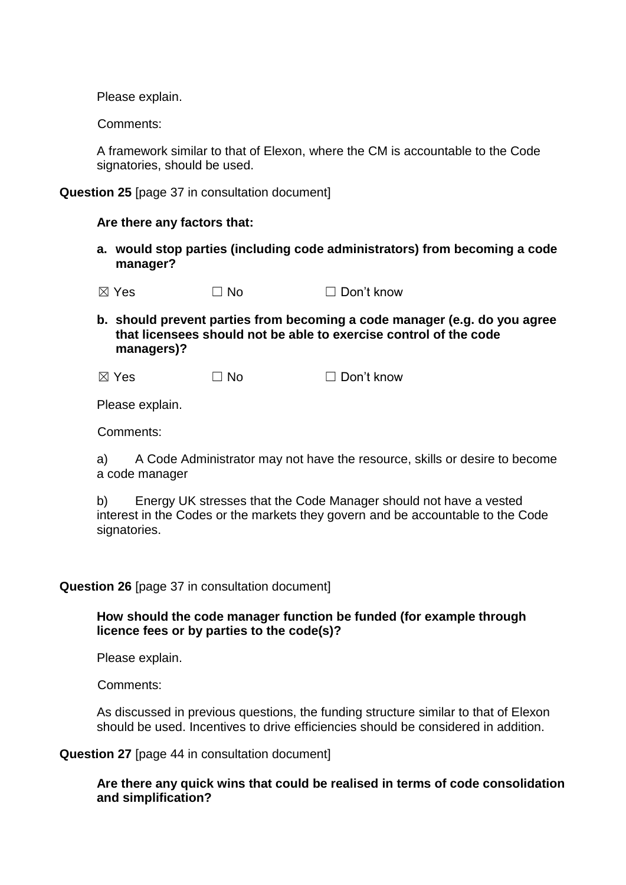Please explain.

Comments:

A framework similar to that of Elexon, where the CM is accountable to the Code signatories, should be used.

**Question 25** [page 37 in consultation document]

**Are there any factors that:**

**a. would stop parties (including code administrators) from becoming a code manager?**

☒ Yes ☐ No ☐ Don't know

**b. should prevent parties from becoming a code manager (e.g. do you agree that licensees should not be able to exercise control of the code managers)?**

☒ Yes ☐ No ☐ Don't know

Please explain.

Comments:

a) A Code Administrator may not have the resource, skills or desire to become a code manager

b) Energy UK stresses that the Code Manager should not have a vested interest in the Codes or the markets they govern and be accountable to the Code signatories.

**Question 26** [page 37 in consultation document]

**How should the code manager function be funded (for example through licence fees or by parties to the code(s)?**

Please explain.

Comments:

As discussed in previous questions, the funding structure similar to that of Elexon should be used. Incentives to drive efficiencies should be considered in addition.

**Question 27** [page 44 in consultation document]

**Are there any quick wins that could be realised in terms of code consolidation and simplification?**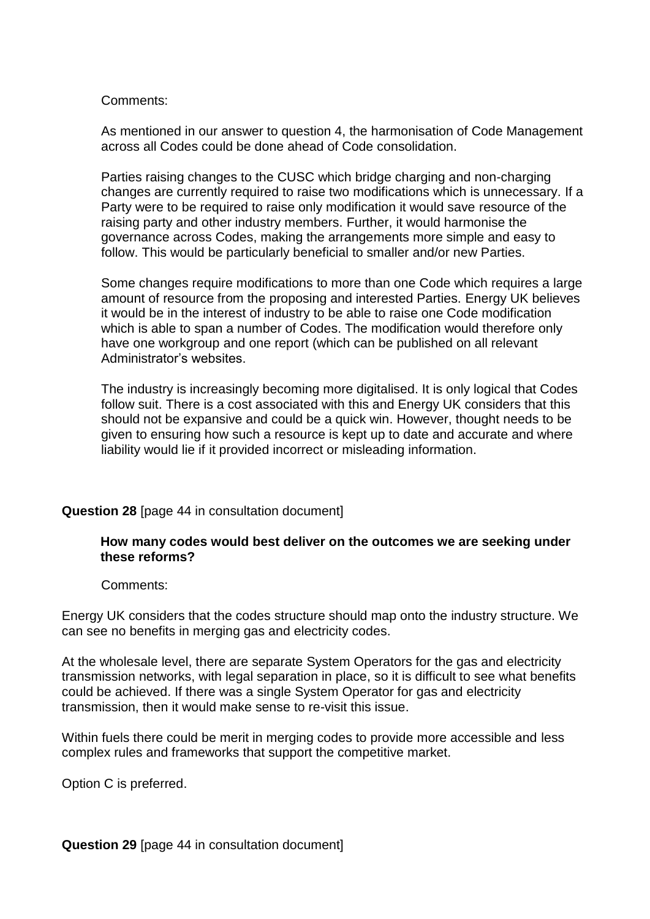Comments:

As mentioned in our answer to question 4, the harmonisation of Code Management across all Codes could be done ahead of Code consolidation.

Parties raising changes to the CUSC which bridge charging and non-charging changes are currently required to raise two modifications which is unnecessary. If a Party were to be required to raise only modification it would save resource of the raising party and other industry members. Further, it would harmonise the governance across Codes, making the arrangements more simple and easy to follow. This would be particularly beneficial to smaller and/or new Parties.

Some changes require modifications to more than one Code which requires a large amount of resource from the proposing and interested Parties. Energy UK believes it would be in the interest of industry to be able to raise one Code modification which is able to span a number of Codes. The modification would therefore only have one workgroup and one report (which can be published on all relevant Administrator's websites.

The industry is increasingly becoming more digitalised. It is only logical that Codes follow suit. There is a cost associated with this and Energy UK considers that this should not be expansive and could be a quick win. However, thought needs to be given to ensuring how such a resource is kept up to date and accurate and where liability would lie if it provided incorrect or misleading information.

**Question 28** [page 44 in consultation document]

**How many codes would best deliver on the outcomes we are seeking under these reforms?**

Comments:

Energy UK considers that the codes structure should map onto the industry structure. We can see no benefits in merging gas and electricity codes.

At the wholesale level, there are separate System Operators for the gas and electricity transmission networks, with legal separation in place, so it is difficult to see what benefits could be achieved. If there was a single System Operator for gas and electricity transmission, then it would make sense to re-visit this issue.

Within fuels there could be merit in merging codes to provide more accessible and less complex rules and frameworks that support the competitive market.

Option C is preferred.

**Question 29** [page 44 in consultation document]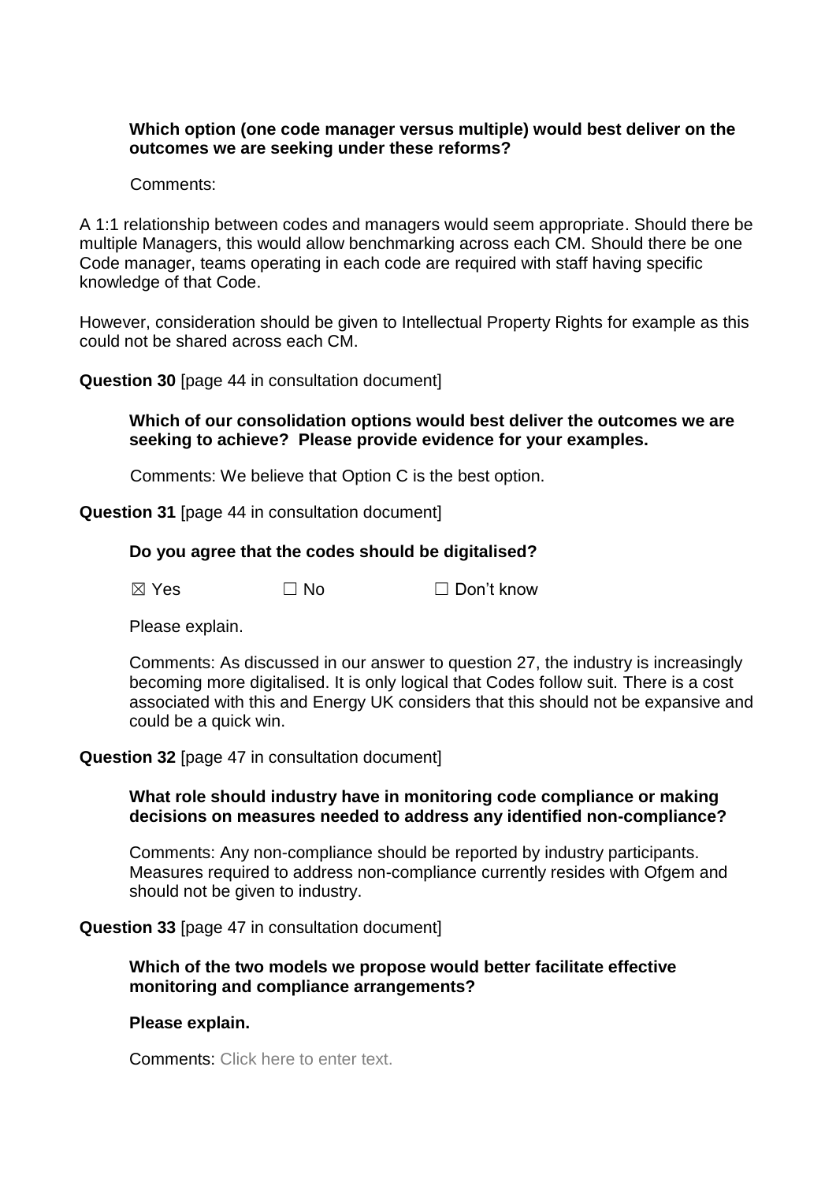**Which option (one code manager versus multiple) would best deliver on the outcomes we are seeking under these reforms?**

Comments:

A 1:1 relationship between codes and managers would seem appropriate. Should there be multiple Managers, this would allow benchmarking across each CM. Should there be one Code manager, teams operating in each code are required with staff having specific knowledge of that Code.

However, consideration should be given to Intellectual Property Rights for example as this could not be shared across each CM.

**Question 30** [page 44 in consultation document]

**Which of our consolidation options would best deliver the outcomes we are seeking to achieve? Please provide evidence for your examples.**

Comments: We believe that Option C is the best option.

**Question 31** [page 44 in consultation document]

**Do you agree that the codes should be digitalised?**

☒ Yes ☐ No ☐ Don't know

Please explain.

Comments: As discussed in our answer to question 27, the industry is increasingly becoming more digitalised. It is only logical that Codes follow suit. There is a cost associated with this and Energy UK considers that this should not be expansive and could be a quick win.

**Question 32** [page 47 in consultation document]

**What role should industry have in monitoring code compliance or making decisions on measures needed to address any identified non-compliance?**

Comments: Any non-compliance should be reported by industry participants. Measures required to address non-compliance currently resides with Ofgem and should not be given to industry.

**Question 33** [page 47 in consultation document]

**Which of the two models we propose would better facilitate effective monitoring and compliance arrangements?**

**Please explain.**

Comments: Click here to enter text.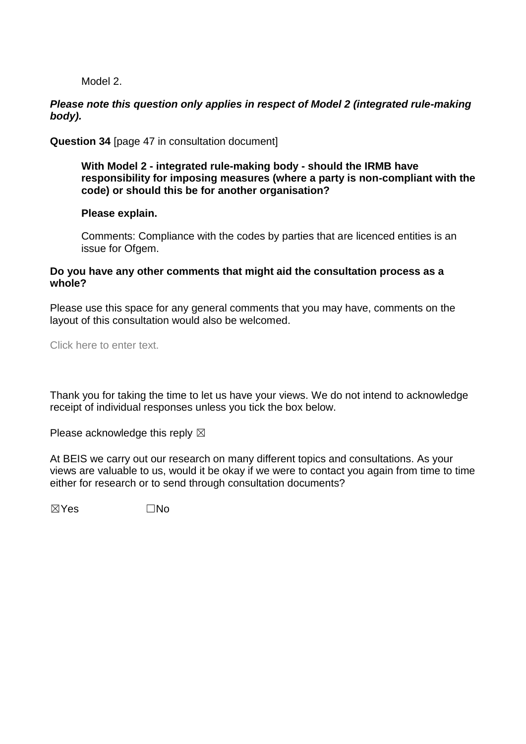Model 2.

***Please note this question only applies in respect of Model 2 (integrated rule-making body).***

**Question 34** [page 47 in consultation document]

**With Model 2 - integrated rule-making body - should the IRMB have responsibility for imposing measures (where a party is non-compliant with the code) or should this be for another organisation?**

**Please explain.**

Comments: Compliance with the codes by parties that are licenced entities is an issue for Ofgem.

**Do you have any other comments that might aid the consultation process as a whole?**

Please use this space for any general comments that you may have, comments on the layout of this consultation would also be welcomed.

Click here to enter text.

Thank you for taking the time to let us have your views. We do not intend to acknowledge receipt of individual responses unless you tick the box below.

Please acknowledge this reply ☒

At BEIS we carry out our research on many different topics and consultations. As your views are valuable to us, would it be okay if we were to contact you again from time to time either for research or to send through consultation documents?

☒Yes ☐No